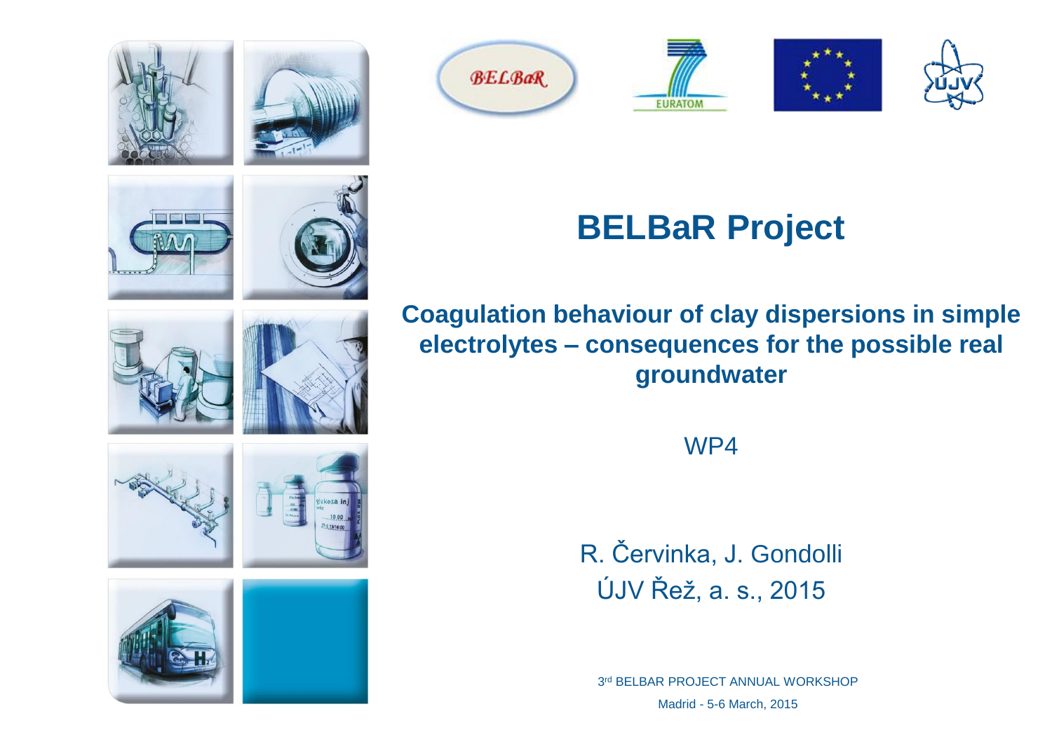# BELBaR Project

## Coagulation behaviour of clay dispersions in simple electrolytes – consequences for the possible real groundwater

WP4

R. Červinka, J. Gondolli

ÚJV Řež, a. s., 2015

3rd BELBAR PROJECT ANNUAL WORKSHOP

Madrid - 5-6 March, 2015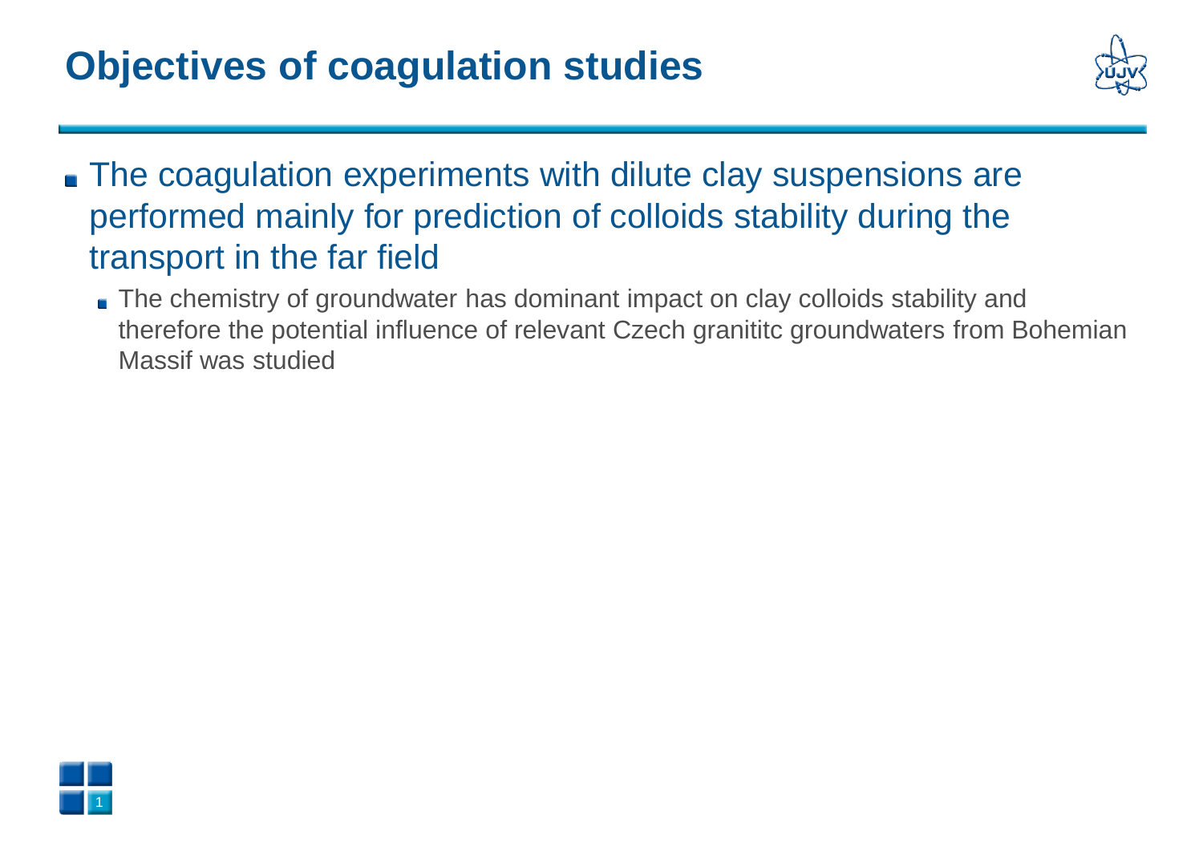# Objectives of coagulation studies

- The coagulation experiments with dilute clay suspensions are performed mainly for prediction of colloids stability during the transport in the far field
  - The chemistry of groundwater has dominant impact on clay colloids stability and therefore the potential influence of relevant Czech granititc groundwaters from Bohemian Massif was studied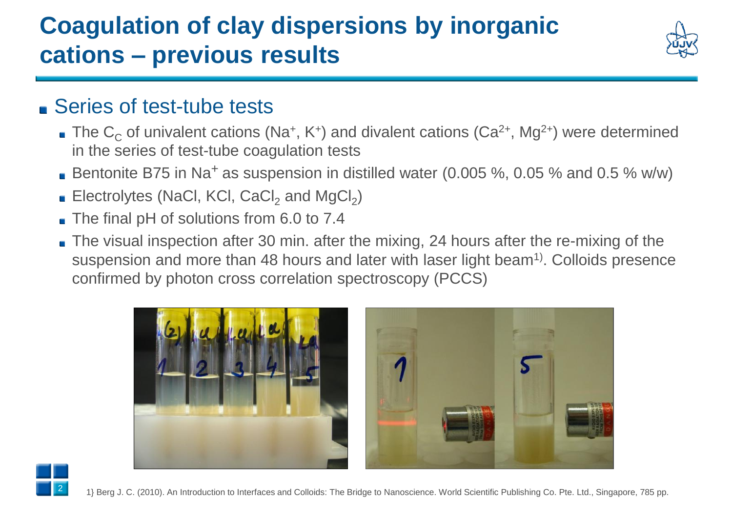# Coagulation of clay dispersions by inorganic cations – previous results

- Series of test-tube tests
  - The $C_C$ of univalent cations ($Na^+$, $K^+$) and divalent cations ($Ca^{2+}$, $Mg^{2+}$) were determined in the series of test-tube coagulation tests
  - Bentonite B75 in $Na^+$ as suspension in distilled water (0.005 %, 0.05 % and 0.5 % w/w)
  - Electrolytes (NaCl, KCl, $CaCl_2$ and $MgCl_2$)
  - The final pH of solutions from 6.0 to 7.4
  - The visual inspection after 30 min. after the mixing, 24 hours after the re-mixing of the suspension and more than 48 hours and later with laser light beam[1)]. Colloids presence confirmed by photon cross correlation spectroscopy (PCCS)

1} Berg J. C. (2010). An Introduction to Interfaces and Colloids: The Bridge to Nanoscience. World Scientific Publishing Co. Pte. Ltd., Singapore, 785 pp.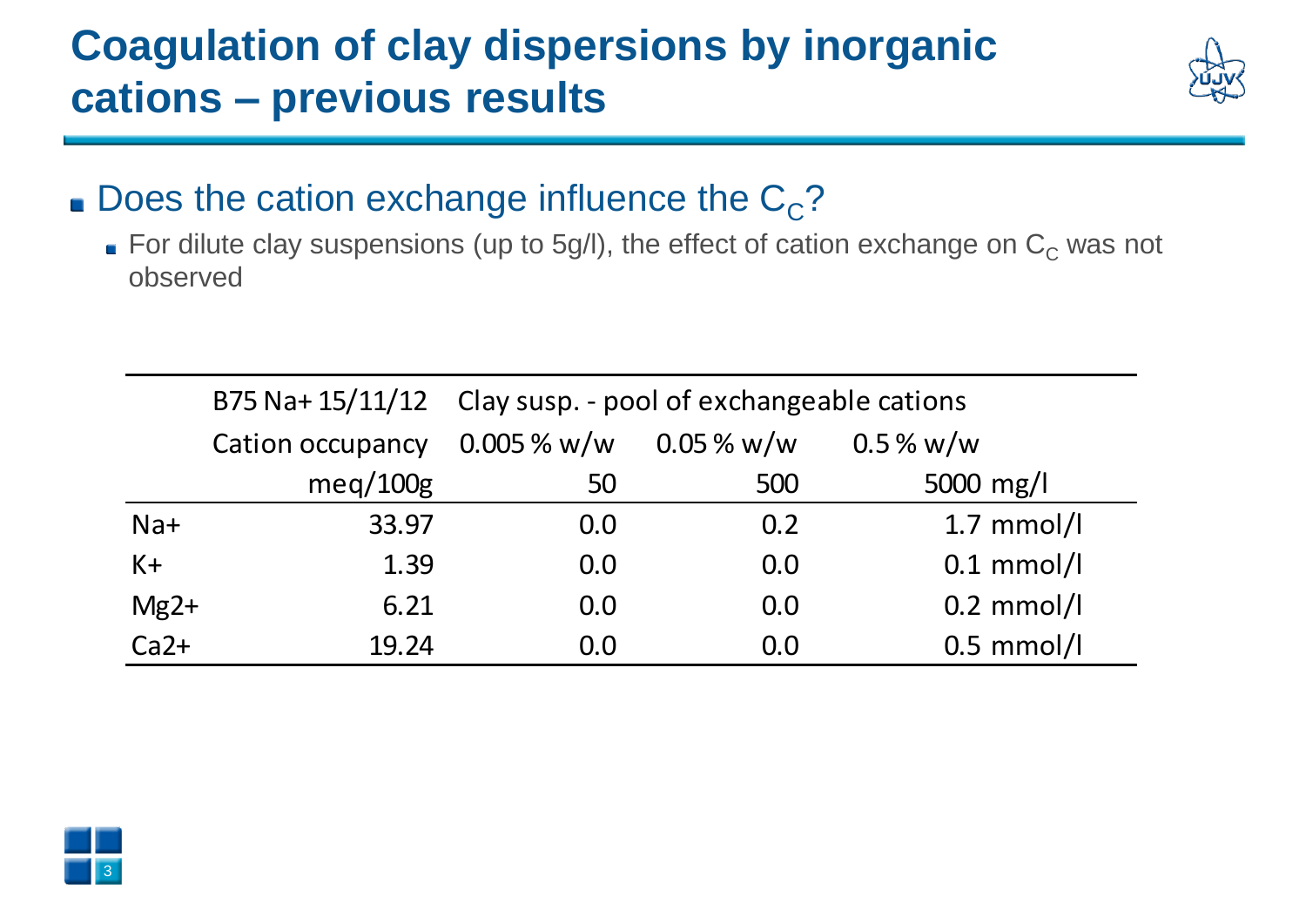# Coagulation of clay dispersions by inorganic cations – previous results

- Does the cation exchange influence the $C_C$?
  - For dilute clay suspensions (up to 5g/l), the effect of cation exchange on $C_C$ was not observed

| | B75 Na+ 15/11/12 | Clay susp. - pool of exchangeable cations | | |
|---|---|---|---|---|
| | Cation occupancy | 0.005 % w/w | 0.05 % w/w | 0.5 % w/w |
| | meq/100g | 50 | 500 | 5000 mg/l |
| Na+ | 33.97 | 0.0 | 0.2 | 1.7 mmol/l |
| K+ | 1.39 | 0.0 | 0.0 | 0.1 mmol/l |
| Mg2+ | 6.21 | 0.0 | 0.0 | 0.2 mmol/l |
| Ca2+ | 19.24 | 0.0 | 0.0 | 0.5 mmol/l |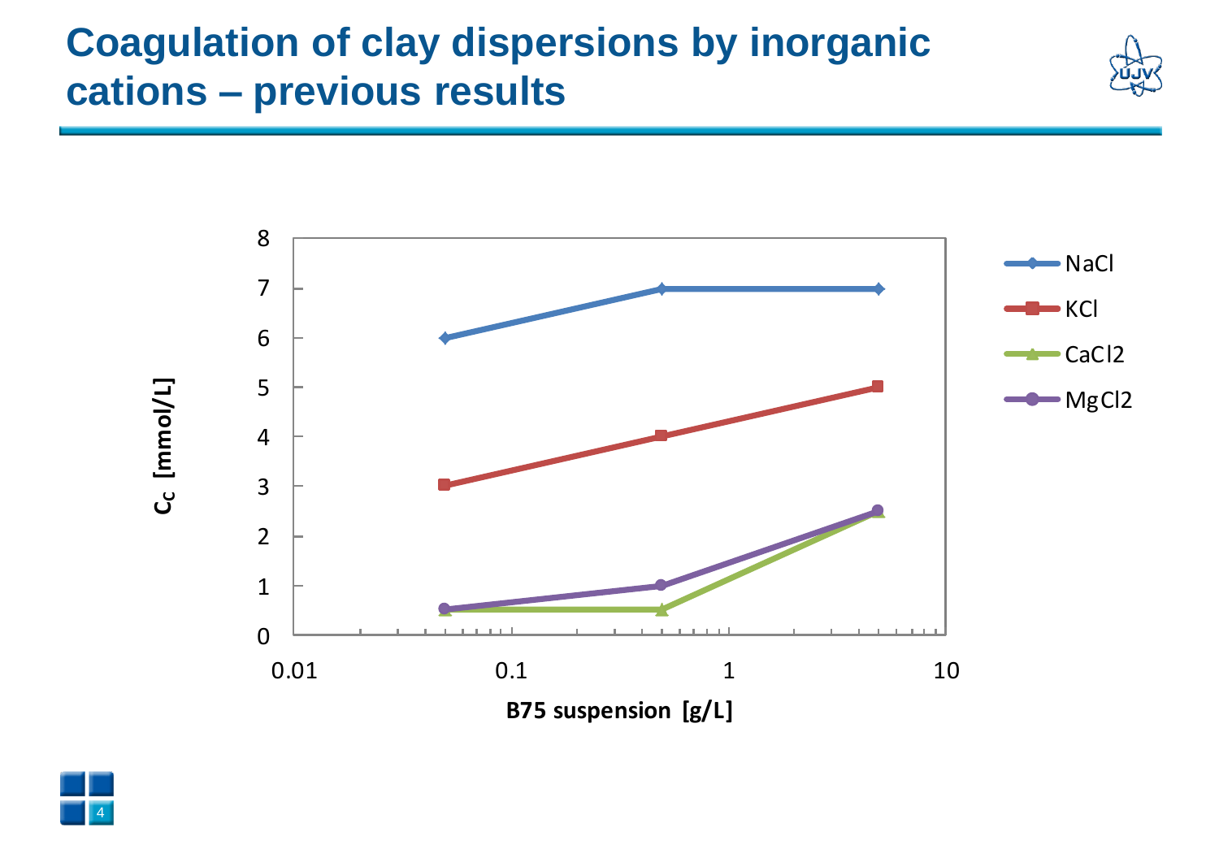# Coagulation of clay dispersions by inorganic cations – previous results

| B75 suspension [g/L] | NaCl $C_C$ [mmol/L] | KCl $C_C$ [mmol/L] | $CaCl_2$ $C_C$ [mmol/L] | $MgCl_2$ $C_C$ [mmol/L] |
|---|---|---|---|---|
| 0.05 | 6 | 3 | 0.5 | 0.5 |
| 0.5 | 7 | 4 | 0.5 | 1 |
| 5 | 7 | 5 | 2.5 | 2.5 |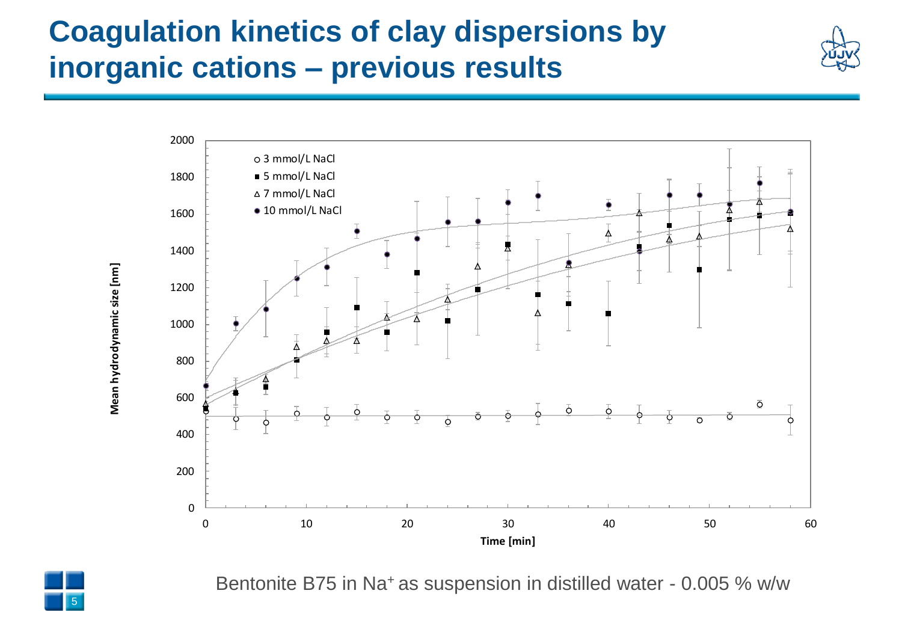# Coagulation kinetics of clay dispersions by inorganic cations – previous results

Bentonite B75 in $Na^+$ as suspension in distilled water - 0.005 % w/w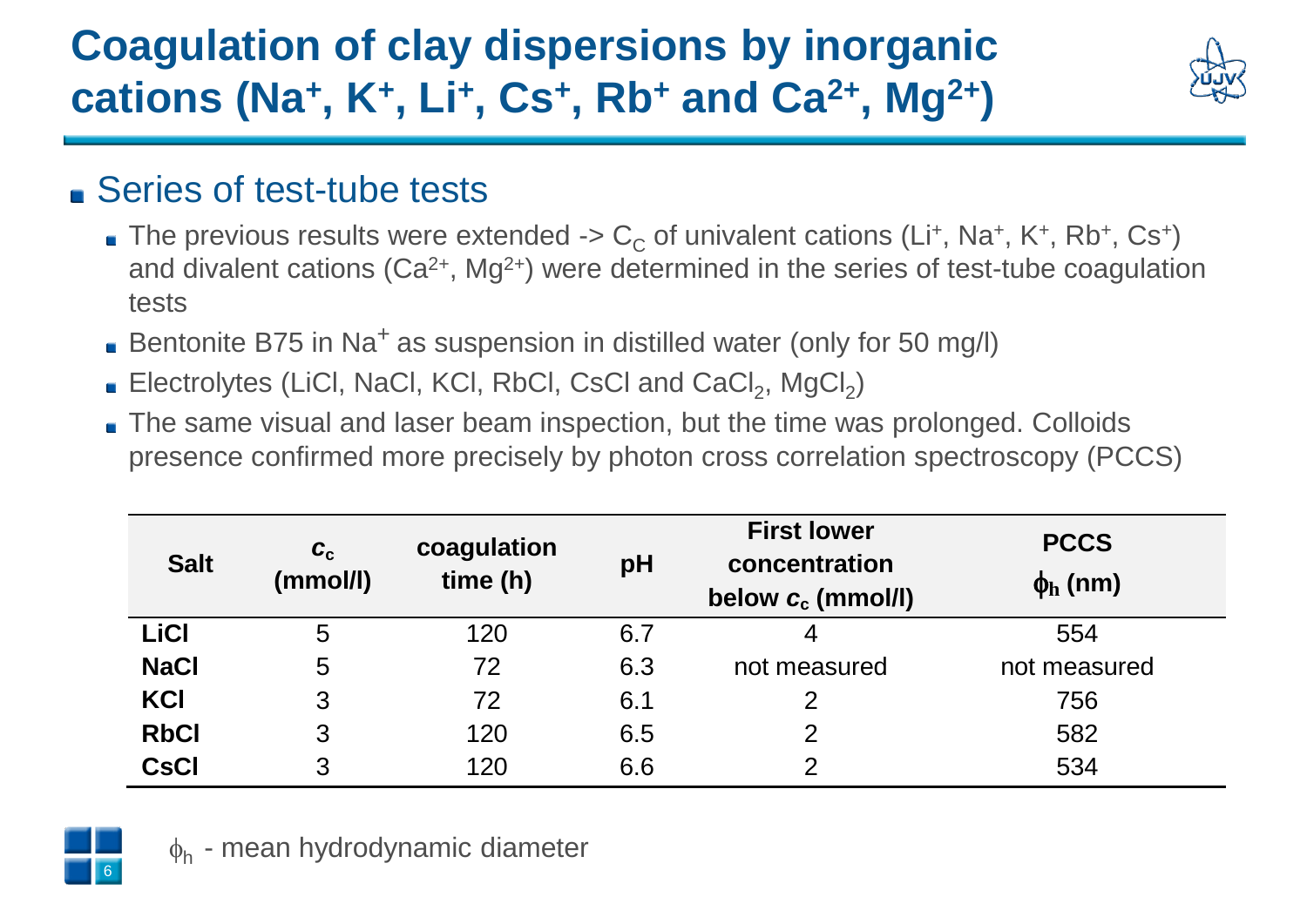# Coagulation of clay dispersions by inorganic cations ($Na^+$, $K^+$, $Li^+$, $Cs^+$, $Rb^+$ and $Ca^{2+}$, $Mg^{2+}$)

## Series of test-tube tests

- The previous results were extended -> $C_C$ of univalent cations ($Li^+$, $Na^+$, $K^+$, $Rb^+$, $Cs^+$) and divalent cations ($Ca^{2+}$, $Mg^{2+}$) were determined in the series of test-tube coagulation tests
- Bentonite B75 in $Na^+$ as suspension in distilled water (only for 50 mg/l)
- Electrolytes (LiCl, NaCl, KCl, RbCl, CsCl and $CaCl_2$, $MgCl_2$)
- The same visual and laser beam inspection, but the time was prolonged. Colloids presence confirmed more precisely by photon cross correlation spectroscopy (PCCS)

| Salt | $c_c$ (mmol/l) | coagulation time (h) | pH | First lower concentration below $c_c$ (mmol/l) | PCCS $\phi_h$ (nm) |
|---|---|---|---|---|---|
| **LiCl** | 5 | 120 | 6.7 | 4 | 554 |
| **NaCl** | 5 | 72 | 6.3 | not measured | not measured |
| **KCl** | 3 | 72 | 6.1 | 2 | 756 |
| **RbCl** | 3 | 120 | 6.5 | 2 | 582 |
| **CsCl** | 3 | 120 | 6.6 | 2 | 534 |

$\phi_h$ - mean hydrodynamic diameter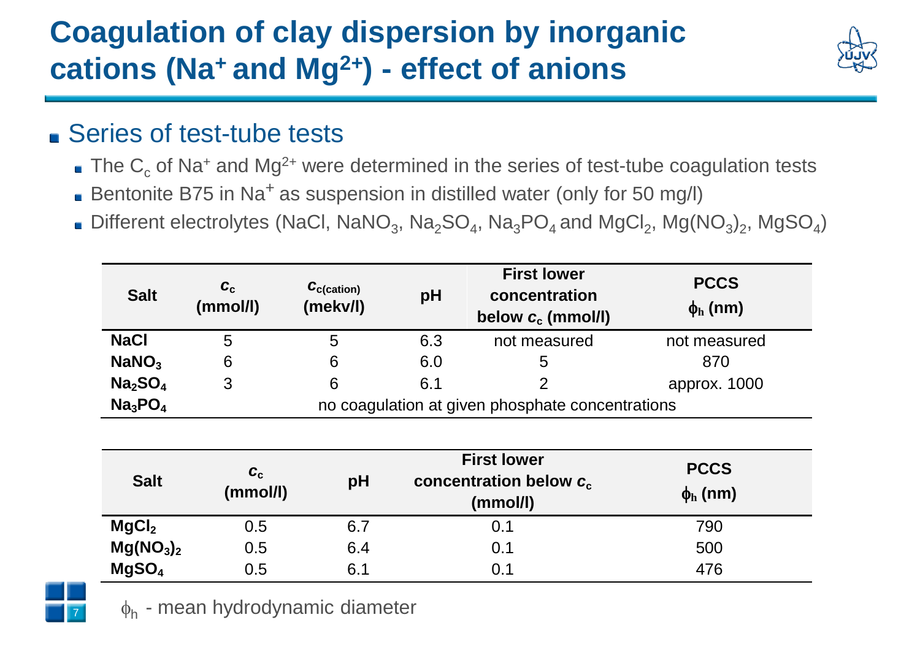# Coagulation of clay dispersion by inorganic cations ($Na^+$ and $Mg^{2+}$) - effect of anions

## Series of test-tube tests

- The $C_c$ of $Na^+$ and $Mg^{2+}$ were determined in the series of test-tube coagulation tests
- Bentonite B75 in $Na^+$ as suspension in distilled water (only for 50 mg/l)
- Different electrolytes (NaCl, $NaNO_3$, $Na_2SO_4$, $Na_3PO_4$ and $MgCl_2$, $Mg(NO_3)_2$, $MgSO_4$)

| Salt | $c_c$ (mmol/l) | $c_{c(cation)}$ (mekv/l) | pH | First lower concentration below $c_c$ (mmol/l) | PCCS $\phi_h$ (nm) |
|---|---|---|---|---|---|
| **NaCl** | 5 | 5 | 6.3 | not measured | not measured |
| **$NaNO_3$** | 6 | 6 | 6.0 | 5 | 870 |
| **$Na_2SO_4$** | 3 | 6 | 6.1 | 2 | approx. 1000 |
| **$Na_3PO_4$** | no coagulation at given phosphate concentrations | | | | |

| Salt | $c_c$ (mmol/l) | pH | First lower concentration below $c_c$ (mmol/l) | PCCS $\phi_h$ (nm) |
|---|---|---|---|---|
| **$MgCl_2$** | 0.5 | 6.7 | 0.1 | 790 |
| **$Mg(NO_3)_2$** | 0.5 | 6.4 | 0.1 | 500 |
| **$MgSO_4$** | 0.5 | 6.1 | 0.1 | 476 |

$\phi_h$ - mean hydrodynamic diameter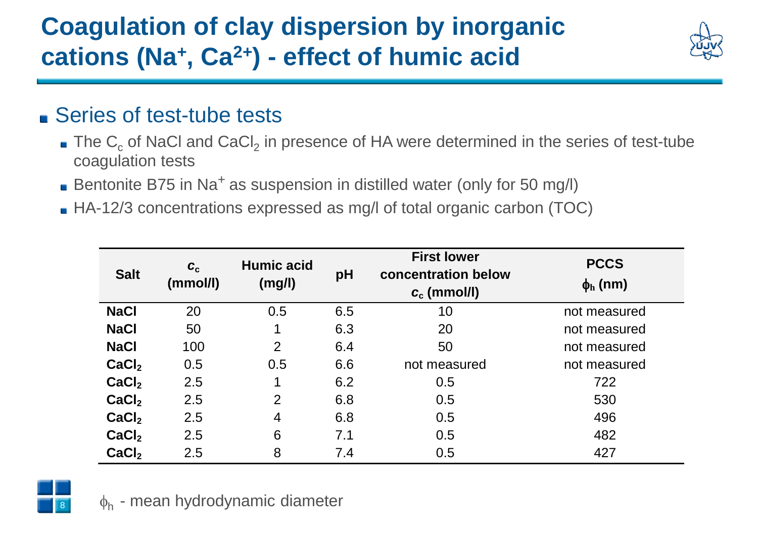# Coagulation of clay dispersion by inorganic cations ($Na^+$, $Ca^{2+}$) - effect of humic acid

- Series of test-tube tests
  - The $C_c$ of NaCl and $CaCl_2$ in presence of HA were determined in the series of test-tube coagulation tests
  - Bentonite B75 in $Na^+$ as suspension in distilled water (only for 50 mg/l)
  - HA-12/3 concentrations expressed as mg/l of total organic carbon (TOC)

| Salt | $c_c$ (mmol/l) | Humic acid (mg/l) | pH | First lower concentration below $c_c$ (mmol/l) | PCCS $\phi_h$ (nm) |
|---|---|---|---|---|---|
| **NaCl** | 20 | 0.5 | 6.5 | 10 | not measured |
| **NaCl** | 50 | 1 | 6.3 | 20 | not measured |
| **NaCl** | 100 | 2 | 6.4 | 50 | not measured |
| **$CaCl_2$** | 0.5 | 0.5 | 6.6 | not measured | not measured |
| **$CaCl_2$** | 2.5 | 1 | 6.2 | 0.5 | 722 |
| **$CaCl_2$** | 2.5 | 2 | 6.8 | 0.5 | 530 |
| **$CaCl_2$** | 2.5 | 4 | 6.8 | 0.5 | 496 |
| **$CaCl_2$** | 2.5 | 6 | 7.1 | 0.5 | 482 |
| **$CaCl_2$** | 2.5 | 8 | 7.4 | 0.5 | 427 |

$\phi_h$ - mean hydrodynamic diameter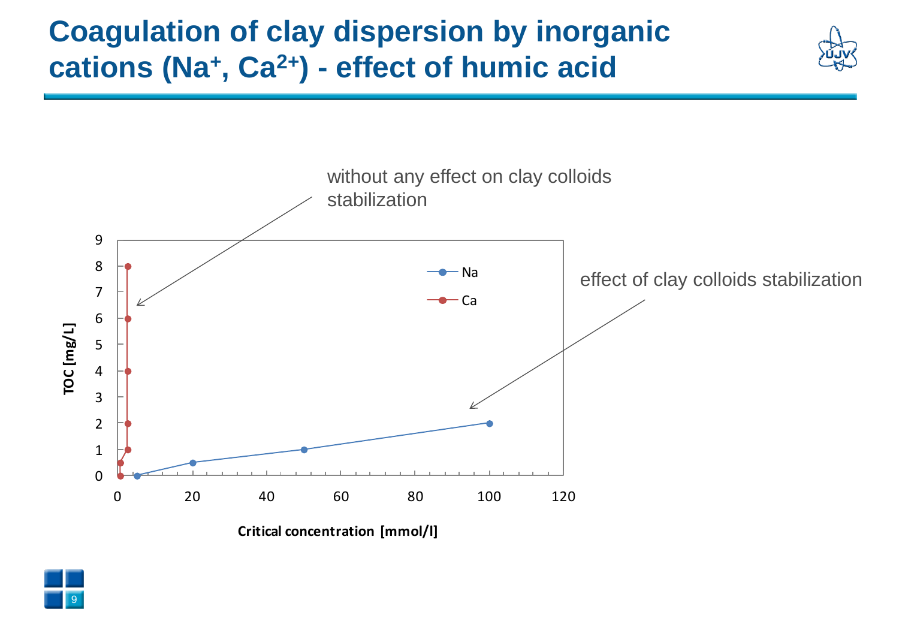# Coagulation of clay dispersion by inorganic cations ($Na^+$, $Ca^{2+}$) - effect of humic acid

without any effect on clay colloids stabilization

effect of clay colloids stabilization

TOC [mg/L]

Critical concentration [mmol/l]

Na

Ca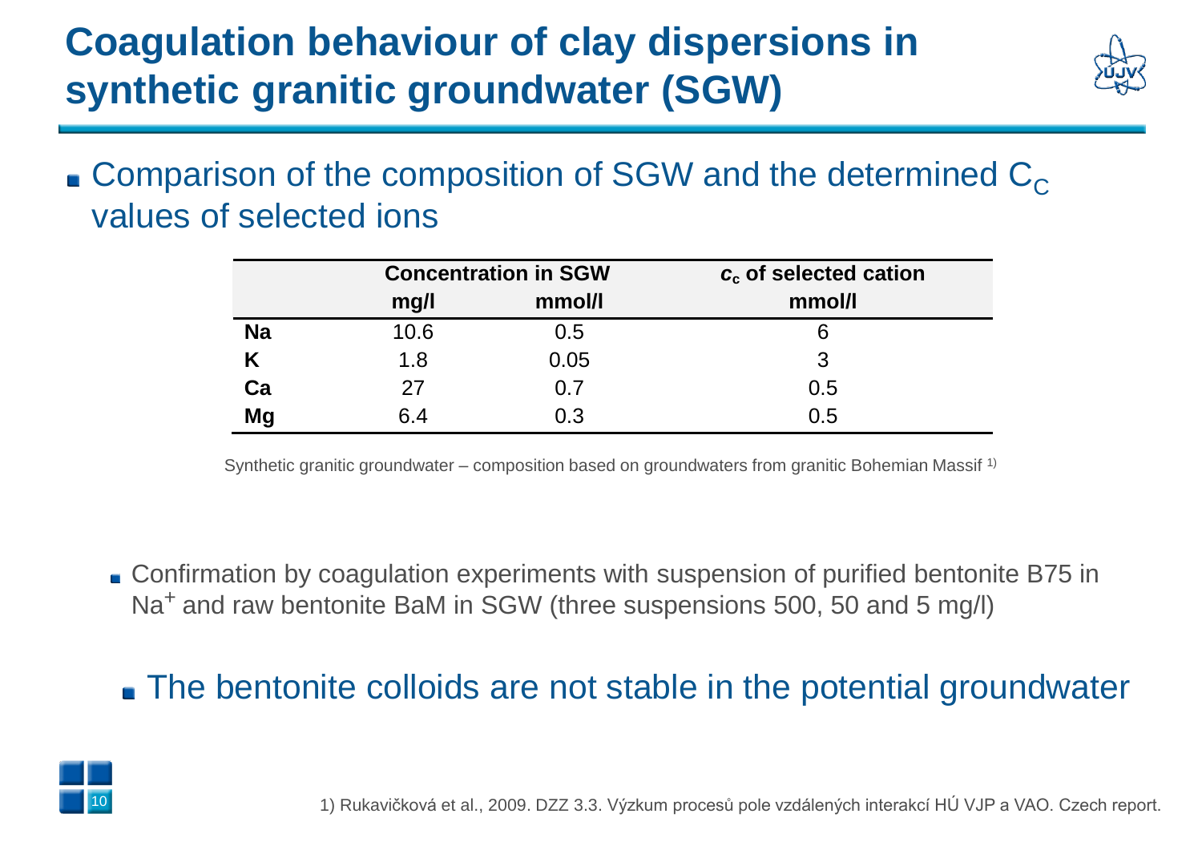# Coagulation behaviour of clay dispersions in synthetic granitic groundwater (SGW)

- Comparison of the composition of SGW and the determined $C_C$ values of selected ions

| | Concentration in SGW | | $c_c$ of selected cation |
|---|---|---|---|
| | mg/l | mmol/l | mmol/l |
| **Na** | 10.6 | 0.5 | 6 |
| **K** | 1.8 | 0.05 | 3 |
| **Ca** | 27 | 0.7 | 0.5 |
| **Mg** | 6.4 | 0.3 | 0.5 |

Synthetic granitic groundwater – composition based on groundwaters from granitic Bohemian Massif [1)]

- Confirmation by coagulation experiments with suspension of purified bentonite B75 in $Na^+$ and raw bentonite BaM in SGW (three suspensions 500, 50 and 5 mg/l)

- The bentonite colloids are not stable in the potential groundwater

1) Rukavičková et al., 2009. DZZ 3.3. Výzkum procesů pole vzdálených interakcí HÚ VJP a VAO. Czech report.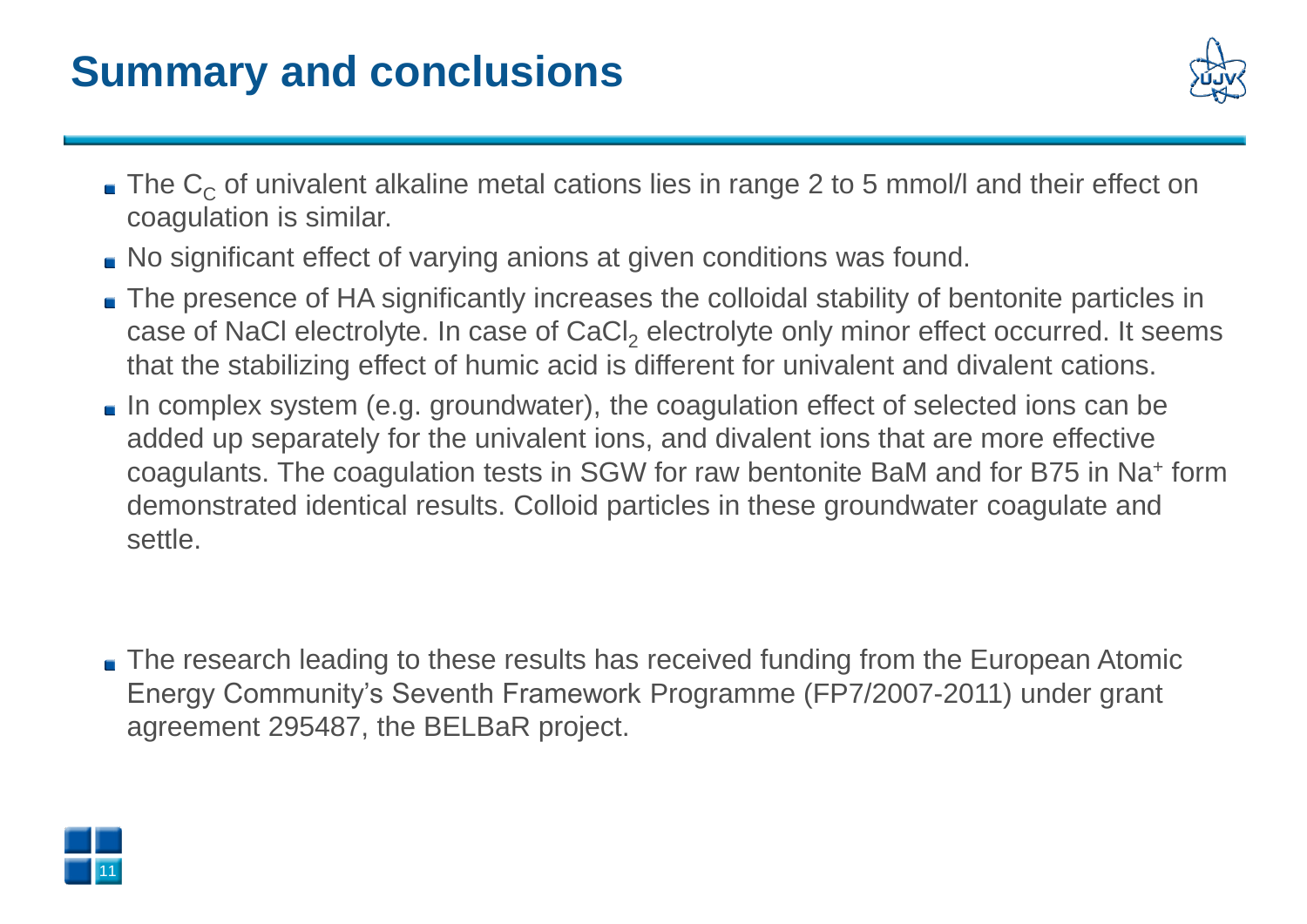# Summary and conclusions

- The $C_C$ of univalent alkaline metal cations lies in range 2 to 5 mmol/l and their effect on coagulation is similar.
- No significant effect of varying anions at given conditions was found.
- The presence of HA significantly increases the colloidal stability of bentonite particles in case of NaCl electrolyte. In case of $CaCl_2$ electrolyte only minor effect occurred. It seems that the stabilizing effect of humic acid is different for univalent and divalent cations.
- In complex system (e.g. groundwater), the coagulation effect of selected ions can be added up separately for the univalent ions, and divalent ions that are more effective coagulants. The coagulation tests in SGW for raw bentonite BaM and for B75 in $Na^+$ form demonstrated identical results. Colloid particles in these groundwater coagulate and settle.

- The research leading to these results has received funding from the European Atomic Energy Community's Seventh Framework Programme (FP7/2007-2011) under grant agreement 295487, the BELBaR project.